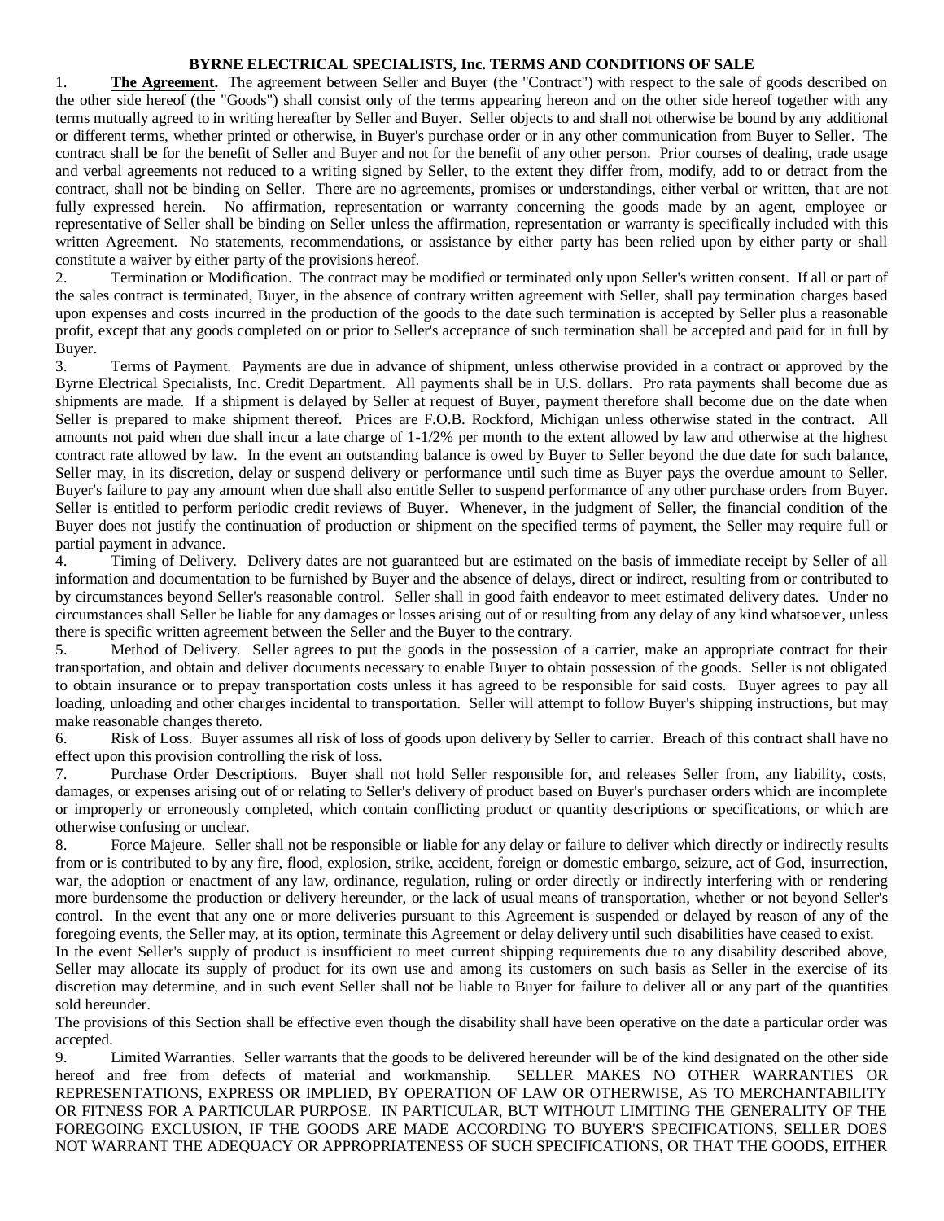# BYRNE ELECTRICAL SPECIALISTS, Inc. TERMS AND CONDITIONS OF SALE

1. **The Agreement.** The agreement between Seller and Buyer (the "Contract") with respect to the sale of goods described on the other side hereof (the "Goods") shall consist only of the terms appearing hereon and on the other side hereof together with any terms mutually agreed to in writing hereafter by Seller and Buyer. Seller objects to and shall not otherwise be bound by any additional or different terms, whether printed or otherwise, in Buyer's purchase order or in any other communication from Buyer to Seller. The contract shall be for the benefit of Seller and Buyer and not for the benefit of any other person. Prior courses of dealing, trade usage and verbal agreements not reduced to a writing signed by Seller, to the extent they differ from, modify, add to or detract from the contract, shall not be binding on Seller. There are no agreements, promises or understandings, either verbal or written, that are not fully expressed herein. No affirmation, representation or warranty concerning the goods made by an agent, employee or representative of Seller shall be binding on Seller unless the affirmation, representation or warranty is specifically included with this written Agreement. No statements, recommendations, or assistance by either party has been relied upon by either party or shall constitute a waiver by either party of the provisions hereof.

2. Termination or Modification. The contract may be modified or terminated only upon Seller's written consent. If all or part of the sales contract is terminated, Buyer, in the absence of contrary written agreement with Seller, shall pay termination charges based upon expenses and costs incurred in the production of the goods to the date such termination is accepted by Seller plus a reasonable profit, except that any goods completed on or prior to Seller's acceptance of such termination shall be accepted and paid for in full by Buyer.

3. Terms of Payment. Payments are due in advance of shipment, unless otherwise provided in a contract or approved by the Byrne Electrical Specialists, Inc. Credit Department. All payments shall be in U.S. dollars. Pro rata payments shall become due as shipments are made. If a shipment is delayed by Seller at request of Buyer, payment therefore shall become due on the date when Seller is prepared to make shipment thereof. Prices are F.O.B. Rockford, Michigan unless otherwise stated in the contract. All amounts not paid when due shall incur a late charge of 1-1/2% per month to the extent allowed by law and otherwise at the highest contract rate allowed by law. In the event an outstanding balance is owed by Buyer to Seller beyond the due date for such balance, Seller may, in its discretion, delay or suspend delivery or performance until such time as Buyer pays the overdue amount to Seller. Buyer's failure to pay any amount when due shall also entitle Seller to suspend performance of any other purchase orders from Buyer. Seller is entitled to perform periodic credit reviews of Buyer. Whenever, in the judgment of Seller, the financial condition of the Buyer does not justify the continuation of production or shipment on the specified terms of payment, the Seller may require full or partial payment in advance.

4. Timing of Delivery. Delivery dates are not guaranteed but are estimated on the basis of immediate receipt by Seller of all information and documentation to be furnished by Buyer and the absence of delays, direct or indirect, resulting from or contributed to by circumstances beyond Seller's reasonable control. Seller shall in good faith endeavor to meet estimated delivery dates. Under no circumstances shall Seller be liable for any damages or losses arising out of or resulting from any delay of any kind whatsoever, unless there is specific written agreement between the Seller and the Buyer to the contrary.

5. Method of Delivery. Seller agrees to put the goods in the possession of a carrier, make an appropriate contract for their transportation, and obtain and deliver documents necessary to enable Buyer to obtain possession of the goods. Seller is not obligated to obtain insurance or to prepay transportation costs unless it has agreed to be responsible for said costs. Buyer agrees to pay all loading, unloading and other charges incidental to transportation. Seller will attempt to follow Buyer's shipping instructions, but may make reasonable changes thereto.

6. Risk of Loss. Buyer assumes all risk of loss of goods upon delivery by Seller to carrier. Breach of this contract shall have no effect upon this provision controlling the risk of loss.

7. Purchase Order Descriptions. Buyer shall not hold Seller responsible for, and releases Seller from, any liability, costs, damages, or expenses arising out of or relating to Seller's delivery of product based on Buyer's purchaser orders which are incomplete or improperly or erroneously completed, which contain conflicting product or quantity descriptions or specifications, or which are otherwise confusing or unclear.

8. Force Majeure. Seller shall not be responsible or liable for any delay or failure to deliver which directly or indirectly results from or is contributed to by any fire, flood, explosion, strike, accident, foreign or domestic embargo, seizure, act of God, insurrection, war, the adoption or enactment of any law, ordinance, regulation, ruling or order directly or indirectly interfering with or rendering more burdensome the production or delivery hereunder, or the lack of usual means of transportation, whether or not beyond Seller's control. In the event that any one or more deliveries pursuant to this Agreement is suspended or delayed by reason of any of the foregoing events, the Seller may, at its option, terminate this Agreement or delay delivery until such disabilities have ceased to exist.

In the event Seller's supply of product is insufficient to meet current shipping requirements due to any disability described above, Seller may allocate its supply of product for its own use and among its customers on such basis as Seller in the exercise of its discretion may determine, and in such event Seller shall not be liable to Buyer for failure to deliver all or any part of the quantities sold hereunder.

The provisions of this Section shall be effective even though the disability shall have been operative on the date a particular order was accepted.

9. Limited Warranties. Seller warrants that the goods to be delivered hereunder will be of the kind designated on the other side hereof and free from defects of material and workmanship. SELLER MAKES NO OTHER WARRANTIES OR REPRESENTATIONS, EXPRESS OR IMPLIED, BY OPERATION OF LAW OR OTHERWISE, AS TO MERCHANTABILITY OR FITNESS FOR A PARTICULAR PURPOSE. IN PARTICULAR, BUT WITHOUT LIMITING THE GENERALITY OF THE FOREGOING EXCLUSION, IF THE GOODS ARE MADE ACCORDING TO BUYER'S SPECIFICATIONS, SELLER DOES NOT WARRANT THE ADEQUACY OR APPROPRIATENESS OF SUCH SPECIFICATIONS, OR THAT THE GOODS, EITHER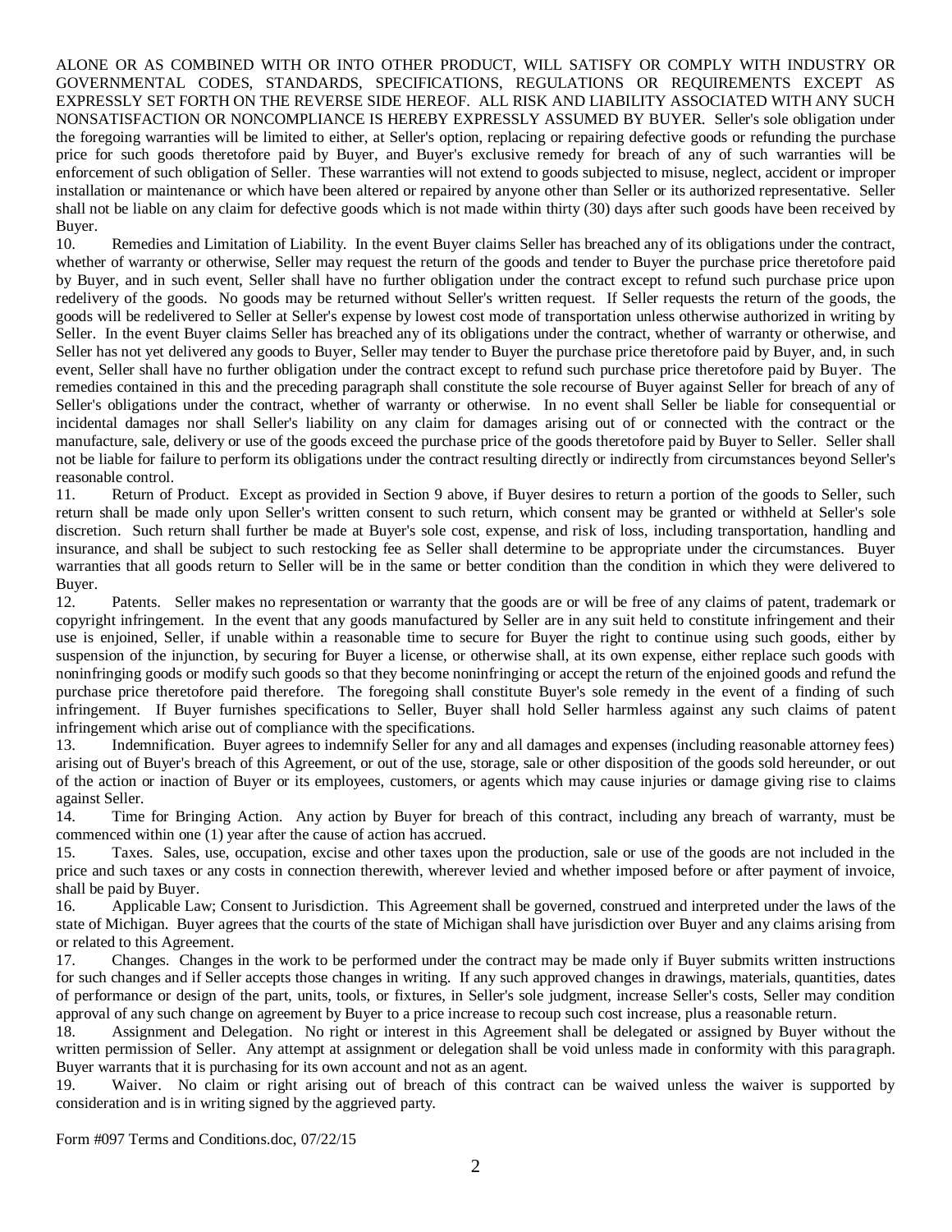ALONE OR AS COMBINED WITH OR INTO OTHER PRODUCT, WILL SATISFY OR COMPLY WITH INDUSTRY OR GOVERNMENTAL CODES, STANDARDS, SPECIFICATIONS, REGULATIONS OR REQUIREMENTS EXCEPT AS EXPRESSLY SET FORTH ON THE REVERSE SIDE HEREOF. ALL RISK AND LIABILITY ASSOCIATED WITH ANY SUCH NONSATISFACTION OR NONCOMPLIANCE IS HEREBY EXPRESSLY ASSUMED BY BUYER. Seller's sole obligation under the foregoing warranties will be limited to either, at Seller's option, replacing or repairing defective goods or refunding the purchase price for such goods theretofore paid by Buyer, and Buyer's exclusive remedy for breach of any of such warranties will be enforcement of such obligation of Seller. These warranties will not extend to goods subjected to misuse, neglect, accident or improper installation or maintenance or which have been altered or repaired by anyone other than Seller or its authorized representative. Seller shall not be liable on any claim for defective goods which is not made within thirty (30) days after such goods have been received by Buyer.

10. Remedies and Limitation of Liability. In the event Buyer claims Seller has breached any of its obligations under the contract, whether of warranty or otherwise, Seller may request the return of the goods and tender to Buyer the purchase price theretofore paid by Buyer, and in such event, Seller shall have no further obligation under the contract except to refund such purchase price upon redelivery of the goods. No goods may be returned without Seller's written request. If Seller requests the return of the goods, the goods will be redelivered to Seller at Seller's expense by lowest cost mode of transportation unless otherwise authorized in writing by Seller. In the event Buyer claims Seller has breached any of its obligations under the contract, whether of warranty or otherwise, and Seller has not yet delivered any goods to Buyer, Seller may tender to Buyer the purchase price theretofore paid by Buyer, and, in such event, Seller shall have no further obligation under the contract except to refund such purchase price theretofore paid by Buyer. The remedies contained in this and the preceding paragraph shall constitute the sole recourse of Buyer against Seller for breach of any of Seller's obligations under the contract, whether of warranty or otherwise. In no event shall Seller be liable for consequential or incidental damages nor shall Seller's liability on any claim for damages arising out of or connected with the contract or the manufacture, sale, delivery or use of the goods exceed the purchase price of the goods theretofore paid by Buyer to Seller. Seller shall not be liable for failure to perform its obligations under the contract resulting directly or indirectly from circumstances beyond Seller's reasonable control.

11. Return of Product. Except as provided in Section 9 above, if Buyer desires to return a portion of the goods to Seller, such return shall be made only upon Seller's written consent to such return, which consent may be granted or withheld at Seller's sole discretion. Such return shall further be made at Buyer's sole cost, expense, and risk of loss, including transportation, handling and insurance, and shall be subject to such restocking fee as Seller shall determine to be appropriate under the circumstances. Buyer warranties that all goods return to Seller will be in the same or better condition than the condition in which they were delivered to Buyer.

12. Patents. Seller makes no representation or warranty that the goods are or will be free of any claims of patent, trademark or copyright infringement. In the event that any goods manufactured by Seller are in any suit held to constitute infringement and their use is enjoined, Seller, if unable within a reasonable time to secure for Buyer the right to continue using such goods, either by suspension of the injunction, by securing for Buyer a license, or otherwise shall, at its own expense, either replace such goods with noninfringing goods or modify such goods so that they become noninfringing or accept the return of the enjoined goods and refund the purchase price theretofore paid therefore. The foregoing shall constitute Buyer's sole remedy in the event of a finding of such infringement. If Buyer furnishes specifications to Seller, Buyer shall hold Seller harmless against any such claims of patent infringement which arise out of compliance with the specifications.

13. Indemnification. Buyer agrees to indemnify Seller for any and all damages and expenses (including reasonable attorney fees) arising out of Buyer's breach of this Agreement, or out of the use, storage, sale or other disposition of the goods sold hereunder, or out of the action or inaction of Buyer or its employees, customers, or agents which may cause injuries or damage giving rise to claims against Seller.

14. Time for Bringing Action. Any action by Buyer for breach of this contract, including any breach of warranty, must be commenced within one (1) year after the cause of action has accrued.

15. Taxes. Sales, use, occupation, excise and other taxes upon the production, sale or use of the goods are not included in the price and such taxes or any costs in connection therewith, wherever levied and whether imposed before or after payment of invoice, shall be paid by Buyer.

16. Applicable Law; Consent to Jurisdiction. This Agreement shall be governed, construed and interpreted under the laws of the state of Michigan. Buyer agrees that the courts of the state of Michigan shall have jurisdiction over Buyer and any claims arising from or related to this Agreement.

17. Changes. Changes in the work to be performed under the contract may be made only if Buyer submits written instructions for such changes and if Seller accepts those changes in writing. If any such approved changes in drawings, materials, quantities, dates of performance or design of the part, units, tools, or fixtures, in Seller's sole judgment, increase Seller's costs, Seller may condition approval of any such change on agreement by Buyer to a price increase to recoup such cost increase, plus a reasonable return.

18. Assignment and Delegation. No right or interest in this Agreement shall be delegated or assigned by Buyer without the written permission of Seller. Any attempt at assignment or delegation shall be void unless made in conformity with this paragraph. Buyer warrants that it is purchasing for its own account and not as an agent.

19. Waiver. No claim or right arising out of breach of this contract can be waived unless the waiver is supported by consideration and is in writing signed by the aggrieved party.

Form #097 Terms and Conditions.doc, 07/22/15